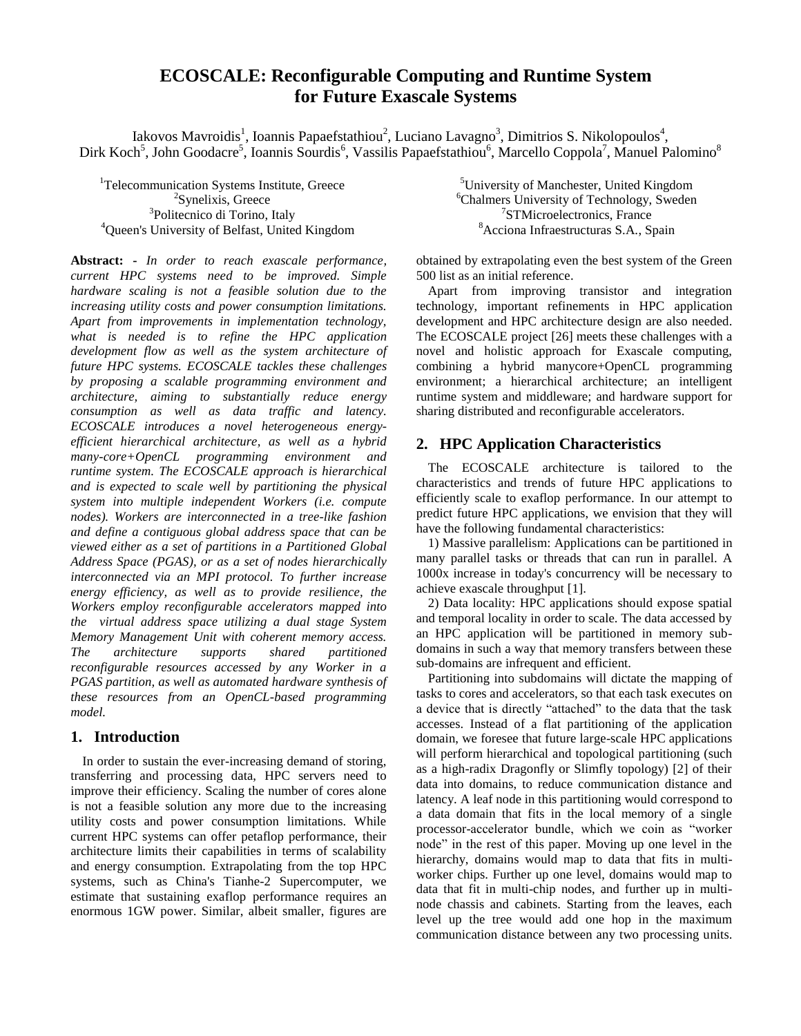# ECOSCALE: Reconfigurable Computing and Runtime System for Future Exascale Systems

Iakovos Mavroidis[1], Ioannis Papaefstathiou[2], Luciano Lavagno[3], Dimitrios S. Nikolopoulos[4], Dirk Koch[5], John Goodacre[5], Ioannis Sourdis[6], Vassilis Papaefstathiou[6], Marcello Coppola[7], Manuel Palomino[8]

[1]Telecommunication Systems Institute, Greece
[2]Synelixis, Greece
[3]Politecnico di Torino, Italy
[4]Queen's University of Belfast, United Kingdom
[5]University of Manchester, United Kingdom
[6]Chalmers University of Technology, Sweden
[7]STMicroelectronics, France
[8]Acciona Infraestructuras S.A., Spain

**Abstract: -** *In order to reach exascale performance, current HPC systems need to be improved. Simple hardware scaling is not a feasible solution due to the increasing utility costs and power consumption limitations. Apart from improvements in implementation technology, what is needed is to refine the HPC application development flow as well as the system architecture of future HPC systems. ECOSCALE tackles these challenges by proposing a scalable programming environment and architecture, aiming to substantially reduce energy consumption as well as data traffic and latency. ECOSCALE introduces a novel heterogeneous energy-efficient hierarchical architecture, as well as a hybrid many-core+OpenCL programming environment and runtime system. The ECOSCALE approach is hierarchical and is expected to scale well by partitioning the physical system into multiple independent Workers (i.e. compute nodes). Workers are interconnected in a tree-like fashion and define a contiguous global address space that can be viewed either as a set of partitions in a Partitioned Global Address Space (PGAS), or as a set of nodes hierarchically interconnected via an MPI protocol. To further increase energy efficiency, as well as to provide resilience, the Workers employ reconfigurable accelerators mapped into the virtual address space utilizing a dual stage System Memory Management Unit with coherent memory access. The architecture supports shared partitioned reconfigurable resources accessed by any Worker in a PGAS partition, as well as automated hardware synthesis of these resources from an OpenCL-based programming model.*

## 1. Introduction

In order to sustain the ever-increasing demand of storing, transferring and processing data, HPC servers need to improve their efficiency. Scaling the number of cores alone is not a feasible solution any more due to the increasing utility costs and power consumption limitations. While current HPC systems can offer petaflop performance, their architecture limits their capabilities in terms of scalability and energy consumption. Extrapolating from the top HPC systems, such as China's Tianhe-2 Supercomputer, we estimate that sustaining exaflop performance requires an enormous 1GW power. Similar, albeit smaller, figures are obtained by extrapolating even the best system of the Green 500 list as an initial reference.

Apart from improving transistor and integration technology, important refinements in HPC application development and HPC architecture design are also needed. The ECOSCALE project [26] meets these challenges with a novel and holistic approach for Exascale computing, combining a hybrid manycore+OpenCL programming environment; a hierarchical architecture; an intelligent runtime system and middleware; and hardware support for sharing distributed and reconfigurable accelerators.

## 2. HPC Application Characteristics

The ECOSCALE architecture is tailored to the characteristics and trends of future HPC applications to efficiently scale to exaflop performance. In our attempt to predict future HPC applications, we envision that they will have the following fundamental characteristics:

1) Massive parallelism: Applications can be partitioned in many parallel tasks or threads that can run in parallel. A 1000x increase in today's concurrency will be necessary to achieve exascale throughput [1].

2) Data locality: HPC applications should expose spatial and temporal locality in order to scale. The data accessed by an HPC application will be partitioned in memory sub-domains in such a way that memory transfers between these sub-domains are infrequent and efficient.

Partitioning into subdomains will dictate the mapping of tasks to cores and accelerators, so that each task executes on a device that is directly "attached" to the data that the task accesses. Instead of a flat partitioning of the application domain, we foresee that future large-scale HPC applications will perform hierarchical and topological partitioning (such as a high-radix Dragonfly or Slimfly topology) [2] of their data into domains, to reduce communication distance and latency. A leaf node in this partitioning would correspond to a data domain that fits in the local memory of a single processor-accelerator bundle, which we coin as "worker node" in the rest of this paper. Moving up one level in the hierarchy, domains would map to data that fits in multi-worker chips. Further up one level, domains would map to data that fit in multi-chip nodes, and further up in multi-node chassis and cabinets. Starting from the leaves, each level up the tree would add one hop in the maximum communication distance between any two processing units.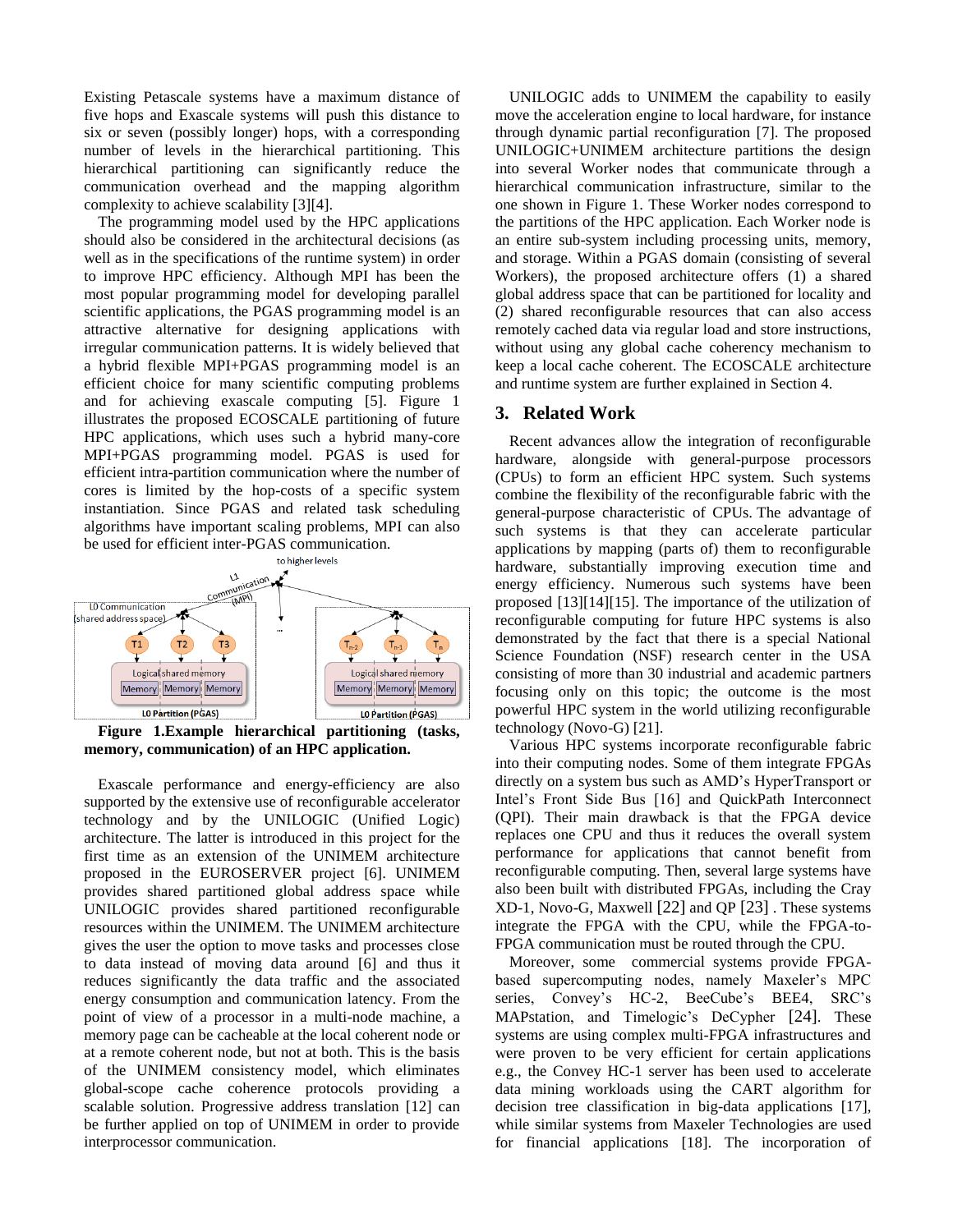Existing Petascale systems have a maximum distance of five hops and Exascale systems will push this distance to six or seven (possibly longer) hops, with a corresponding number of levels in the hierarchical partitioning. This hierarchical partitioning can significantly reduce the communication overhead and the mapping algorithm complexity to achieve scalability [3][4].

The programming model used by the HPC applications should also be considered in the architectural decisions (as well as in the specifications of the runtime system) in order to improve HPC efficiency. Although MPI has been the most popular programming model for developing parallel scientific applications, the PGAS programming model is an attractive alternative for designing applications with irregular communication patterns. It is widely believed that a hybrid flexible MPI+PGAS programming model is an efficient choice for many scientific computing problems and for achieving exascale computing [5]. Figure 1 illustrates the proposed ECOSCALE partitioning of future HPC applications, which uses such a hybrid many-core MPI+PGAS programming model. PGAS is used for efficient intra-partition communication where the number of cores is limited by the hop-costs of a specific system instantiation. Since PGAS and related task scheduling algorithms have important scaling problems, MPI can also be used for efficient inter-PGAS communication.

to higher levels
L1 Communication (MPI)
L0 Communication (shared address space)
T1 T2 T3
Logical shared memory
Memory Memory Memory
L0 Partition (PGAS)
...
$T_{n-2}$ $T_{n-1}$ $T_n$
Logical shared memory
Memory Memory Memory
L0 Partition (PGAS)

**Figure 1.Example hierarchical partitioning (tasks, memory, communication) of an HPC application.**

Exascale performance and energy-efficiency are also supported by the extensive use of reconfigurable accelerator technology and by the UNILOGIC (Unified Logic) architecture. The latter is introduced in this project for the first time as an extension of the UNIMEM architecture proposed in the EUROSERVER project [6]. UNIMEM provides shared partitioned global address space while UNILOGIC provides shared partitioned reconfigurable resources within the UNIMEM. The UNIMEM architecture gives the user the option to move tasks and processes close to data instead of moving data around [6] and thus it reduces significantly the data traffic and the associated energy consumption and communication latency. From the point of view of a processor in a multi-node machine, a memory page can be cacheable at the local coherent node or at a remote coherent node, but not at both. This is the basis of the UNIMEM consistency model, which eliminates global-scope cache coherence protocols providing a scalable solution. Progressive address translation [12] can be further applied on top of UNIMEM in order to provide interprocessor communication.

UNILOGIC adds to UNIMEM the capability to easily move the acceleration engine to local hardware, for instance through dynamic partial reconfiguration [7]. The proposed UNILOGIC+UNIMEM architecture partitions the design into several Worker nodes that communicate through a hierarchical communication infrastructure, similar to the one shown in Figure 1. These Worker nodes correspond to the partitions of the HPC application. Each Worker node is an entire sub-system including processing units, memory, and storage. Within a PGAS domain (consisting of several Workers), the proposed architecture offers (1) a shared global address space that can be partitioned for locality and (2) shared reconfigurable resources that can also access remotely cached data via regular load and store instructions, without using any global cache coherency mechanism to keep a local cache coherent. The ECOSCALE architecture and runtime system are further explained in Section 4.

## 3. Related Work

Recent advances allow the integration of reconfigurable hardware, alongside with general-purpose processors (CPUs) to form an efficient HPC system. Such systems combine the flexibility of the reconfigurable fabric with the general-purpose characteristic of CPUs. The advantage of such systems is that they can accelerate particular applications by mapping (parts of) them to reconfigurable hardware, substantially improving execution time and energy efficiency. Numerous such systems have been proposed [13][14][15]. The importance of the utilization of reconfigurable computing for future HPC systems is also demonstrated by the fact that there is a special National Science Foundation (NSF) research center in the USA consisting of more than 30 industrial and academic partners focusing only on this topic; the outcome is the most powerful HPC system in the world utilizing reconfigurable technology (Novo-G) [21].

Various HPC systems incorporate reconfigurable fabric into their computing nodes. Some of them integrate FPGAs directly on a system bus such as AMD's HyperTransport or Intel's Front Side Bus [16] and QuickPath Interconnect (QPI). Their main drawback is that the FPGA device replaces one CPU and thus it reduces the overall system performance for applications that cannot benefit from reconfigurable computing. Then, several large systems have also been built with distributed FPGAs, including the Cray XD-1, Novo-G, Maxwell [22] and QP [23] . These systems integrate the FPGA with the CPU, while the FPGA-to-FPGA communication must be routed through the CPU.

Moreover, some commercial systems provide FPGA-based supercomputing nodes, namely Maxeler's MPC series, Convey's HC-2, BeeCube's BEE4, SRC's MAPstation, and Timelogic's DeCypher [24]. These systems are using complex multi-FPGA infrastructures and were proven to be very efficient for certain applications e.g., the Convey HC-1 server has been used to accelerate data mining workloads using the CART algorithm for decision tree classification in big-data applications [17], while similar systems from Maxeler Technologies are used for financial applications [18]. The incorporation of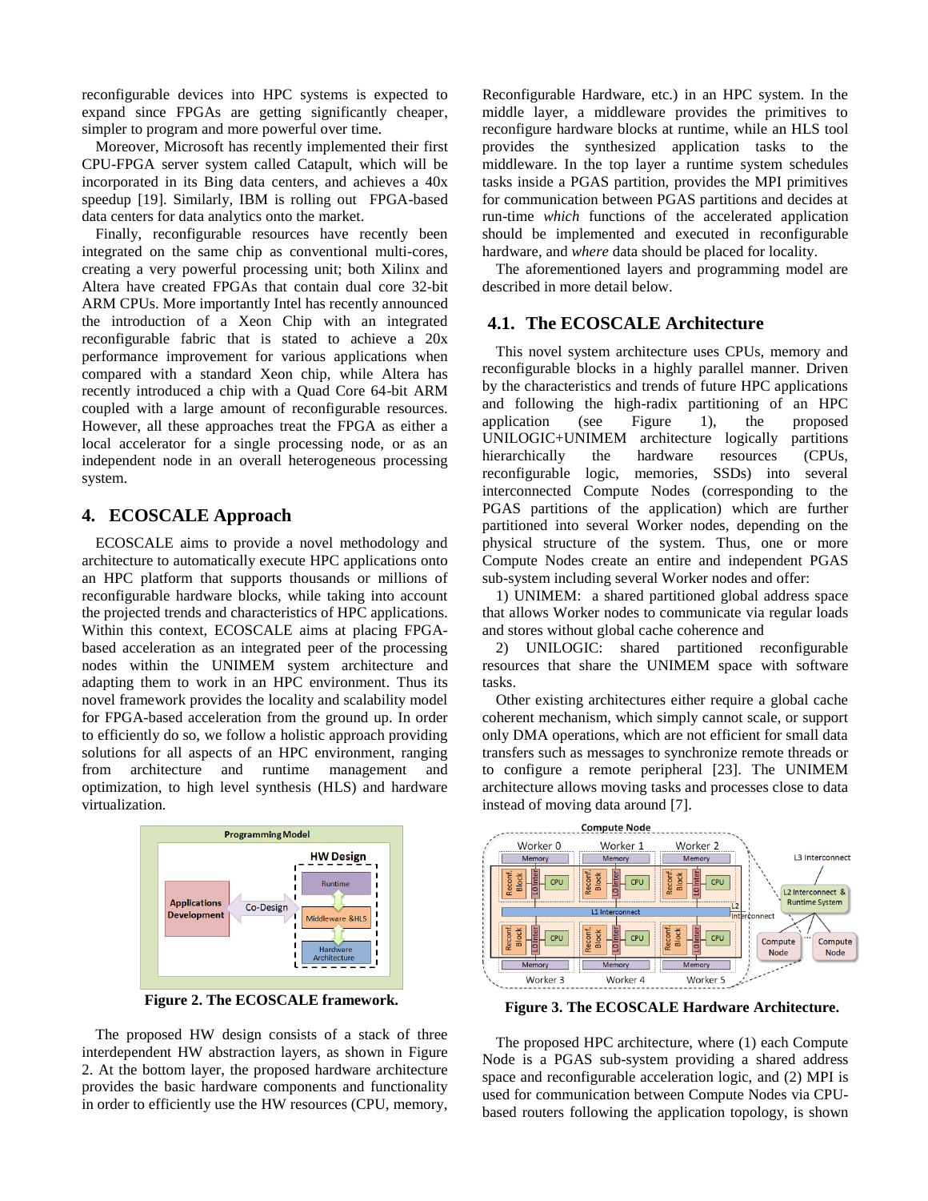reconfigurable devices into HPC systems is expected to expand since FPGAs are getting significantly cheaper, simpler to program and more powerful over time.

Moreover, Microsoft has recently implemented their first CPU-FPGA server system called Catapult, which will be incorporated in its Bing data centers, and achieves a 40x speedup [19]. Similarly, IBM is rolling out FPGA-based data centers for data analytics onto the market.

Finally, reconfigurable resources have recently been integrated on the same chip as conventional multi-cores, creating a very powerful processing unit; both Xilinx and Altera have created FPGAs that contain dual core 32-bit ARM CPUs. More importantly Intel has recently announced the introduction of a Xeon Chip with an integrated reconfigurable fabric that is stated to achieve a 20x performance improvement for various applications when compared with a standard Xeon chip, while Altera has recently introduced a chip with a Quad Core 64-bit ARM coupled with a large amount of reconfigurable resources. However, all these approaches treat the FPGA as either a local accelerator for a single processing node, or as an independent node in an overall heterogeneous processing system.

## 4. ECOSCALE Approach

ECOSCALE aims to provide a novel methodology and architecture to automatically execute HPC applications onto an HPC platform that supports thousands or millions of reconfigurable hardware blocks, while taking into account the projected trends and characteristics of HPC applications. Within this context, ECOSCALE aims at placing FPGA-based acceleration as an integrated peer of the processing nodes within the UNIMEM system architecture and adapting them to work in an HPC environment. Thus its novel framework provides the locality and scalability model for FPGA-based acceleration from the ground up. In order to efficiently do so, we follow a holistic approach providing solutions for all aspects of an HPC environment, ranging from architecture and runtime management and optimization, to high level synthesis (HLS) and hardware virtualization.

Programming Model

HW Design

Applications Development

Co-Design

Runtime

Middleware &HLS

Hardware Architecture

**Figure 2. The ECOSCALE framework.**

The proposed HW design consists of a stack of three interdependent HW abstraction layers, as shown in Figure 2. At the bottom layer, the proposed hardware architecture provides the basic hardware components and functionality in order to efficiently use the HW resources (CPU, memory, Reconfigurable Hardware, etc.) in an HPC system. In the middle layer, a middleware provides the primitives to reconfigure hardware blocks at runtime, while an HLS tool provides the synthesized application tasks to the middleware. In the top layer a runtime system schedules tasks inside a PGAS partition, provides the MPI primitives for communication between PGAS partitions and decides at run-time *which* functions of the accelerated application should be implemented and executed in reconfigurable hardware, and *where* data should be placed for locality.

The aforementioned layers and programming model are described in more detail below.

### 4.1. The ECOSCALE Architecture

This novel system architecture uses CPUs, memory and reconfigurable blocks in a highly parallel manner. Driven by the characteristics and trends of future HPC applications and following the high-radix partitioning of an HPC application (see Figure 1), the proposed UNILOGIC+UNIMEM architecture logically partitions hierarchically the hardware resources (CPUs, reconfigurable logic, memories, SSDs) into several interconnected Compute Nodes (corresponding to the PGAS partitions of the application) which are further partitioned into several Worker nodes, depending on the physical structure of the system. Thus, one or more Compute Nodes create an entire and independent PGAS sub-system including several Worker nodes and offer:

1) UNIMEM: a shared partitioned global address space that allows Worker nodes to communicate via regular loads and stores without global cache coherence and

2) UNILOGIC: shared partitioned reconfigurable resources that share the UNIMEM space with software tasks.

Other existing architectures either require a global cache coherent mechanism, which simply cannot scale, or support only DMA operations, which are not efficient for small data transfers such as messages to synchronize remote threads or to configure a remote peripheral [23]. The UNIMEM architecture allows moving tasks and processes close to data instead of moving data around [7].

Compute Node

Worker 0

Worker 1

Worker 2

Memory

Reconf. Block

L0 Inter.

CPU

L1 Interconnect

L2 Interconnect

L3 Interconnect

L2 Interconnect & Runtime System

Compute Node

Compute Node

Worker 3

Worker 4

Worker 5

**Figure 3. The ECOSCALE Hardware Architecture.**

The proposed HPC architecture, where (1) each Compute Node is a PGAS sub-system providing a shared address space and reconfigurable acceleration logic, and (2) MPI is used for communication between Compute Nodes via CPU-based routers following the application topology, is shown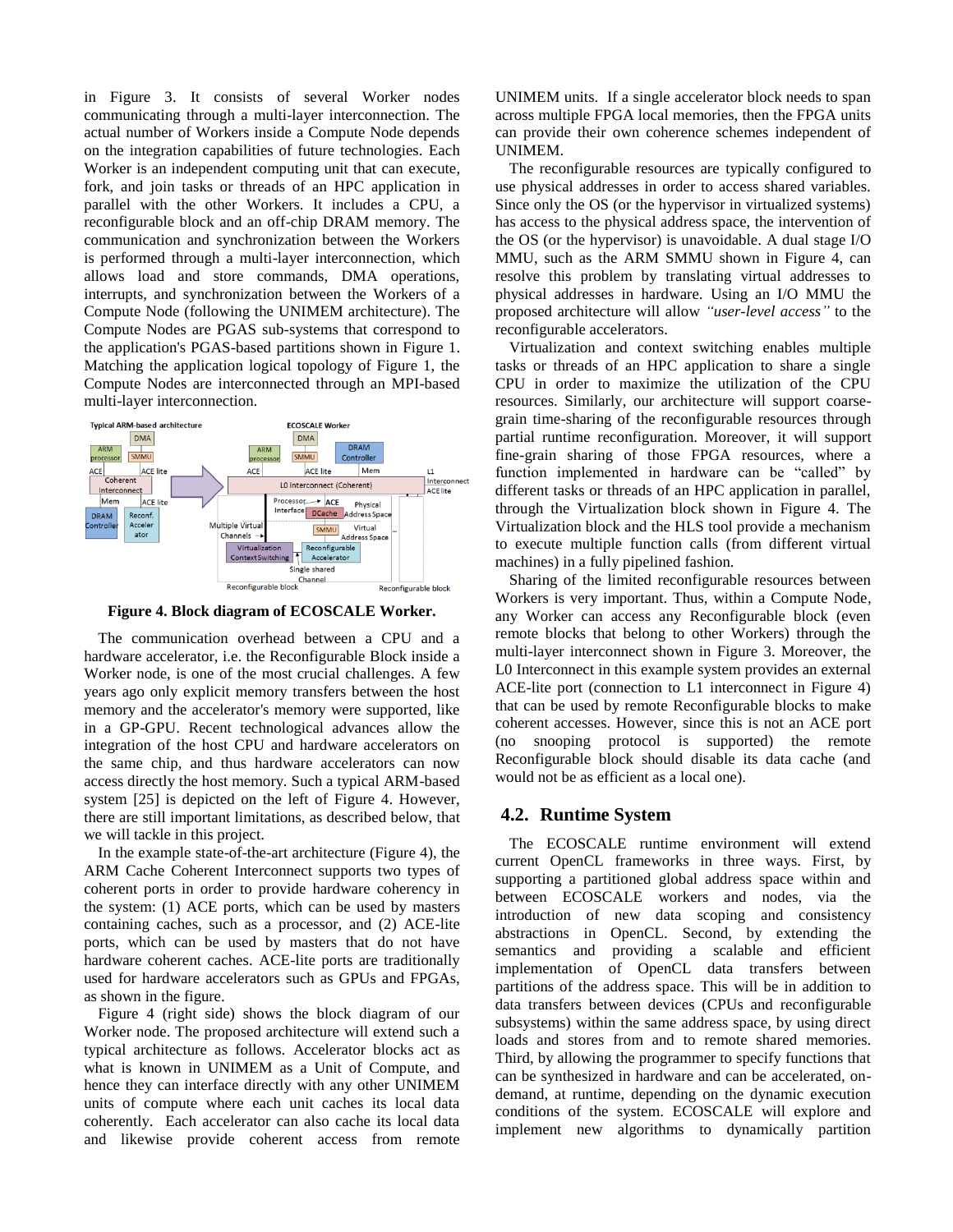in Figure 3. It consists of several Worker nodes communicating through a multi-layer interconnection. The actual number of Workers inside a Compute Node depends on the integration capabilities of future technologies. Each Worker is an independent computing unit that can execute, fork, and join tasks or threads of an HPC application in parallel with the other Workers. It includes a CPU, a reconfigurable block and an off-chip DRAM memory. The communication and synchronization between the Workers is performed through a multi-layer interconnection, which allows load and store commands, DMA operations, interrupts, and synchronization between the Workers of a Compute Node (following the UNIMEM architecture). The Compute Nodes are PGAS sub-systems that correspond to the application's PGAS-based partitions shown in Figure 1. Matching the application logical topology of Figure 1, the Compute Nodes are interconnected through an MPI-based multi-layer interconnection.

Typical ARM-based architecture

ARM processor
DMA
SMMU
ACE
ACE lite
Coherent Interconnect
Mem
ACE lite
DRAM Controller
Reconf. Accelerator

ECOSCALE Worker

ARM processor
DMA
SMMU
DRAM Controller
ACE
ACE lite
Mem
L0 Interconnect (Coherent)
L1 Interconnect
ACE lite
Processor Interface
ACE
DCache
Physical Address Space
Multiple Virtual Channels
SMMU
Virtual Address Space
Virtualization Context Switching
Reconfigurable Accelerator
Single shared Channel
Reconfigurable block
Reconfigurable block

**Figure 4. Block diagram of ECOSCALE Worker.**

The communication overhead between a CPU and a hardware accelerator, i.e. the Reconfigurable Block inside a Worker node, is one of the most crucial challenges. A few years ago only explicit memory transfers between the host memory and the accelerator's memory were supported, like in a GP-GPU. Recent technological advances allow the integration of the host CPU and hardware accelerators on the same chip, and thus hardware accelerators can now access directly the host memory. Such a typical ARM-based system [25] is depicted on the left of Figure 4. However, there are still important limitations, as described below, that we will tackle in this project.

In the example state-of-the-art architecture (Figure 4), the ARM Cache Coherent Interconnect supports two types of coherent ports in order to provide hardware coherency in the system: (1) ACE ports, which can be used by masters containing caches, such as a processor, and (2) ACE-lite ports, which can be used by masters that do not have hardware coherent caches. ACE-lite ports are traditionally used for hardware accelerators such as GPUs and FPGAs, as shown in the figure.

Figure 4 (right side) shows the block diagram of our Worker node. The proposed architecture will extend such a typical architecture as follows. Accelerator blocks act as what is known in UNIMEM as a Unit of Compute, and hence they can interface directly with any other UNIMEM units of compute where each unit caches its local data coherently. Each accelerator can also cache its local data and likewise provide coherent access from remote UNIMEM units. If a single accelerator block needs to span across multiple FPGA local memories, then the FPGA units can provide their own coherence schemes independent of UNIMEM.

The reconfigurable resources are typically configured to use physical addresses in order to access shared variables. Since only the OS (or the hypervisor in virtualized systems) has access to the physical address space, the intervention of the OS (or the hypervisor) is unavoidable. A dual stage I/O MMU, such as the ARM SMMU shown in Figure 4, can resolve this problem by translating virtual addresses to physical addresses in hardware. Using an I/O MMU the proposed architecture will allow *"user-level access"* to the reconfigurable accelerators.

Virtualization and context switching enables multiple tasks or threads of an HPC application to share a single CPU in order to maximize the utilization of the CPU resources. Similarly, our architecture will support coarse-grain time-sharing of the reconfigurable resources through partial runtime reconfiguration. Moreover, it will support fine-grain sharing of those FPGA resources, where a function implemented in hardware can be "called" by different tasks or threads of an HPC application in parallel, through the Virtualization block shown in Figure 4. The Virtualization block and the HLS tool provide a mechanism to execute multiple function calls (from different virtual machines) in a fully pipelined fashion.

Sharing of the limited reconfigurable resources between Workers is very important. Thus, within a Compute Node, any Worker can access any Reconfigurable block (even remote blocks that belong to other Workers) through the multi-layer interconnect shown in Figure 3. Moreover, the L0 Interconnect in this example system provides an external ACE-lite port (connection to L1 interconnect in Figure 4) that can be used by remote Reconfigurable blocks to make coherent accesses. However, since this is not an ACE port (no snooping protocol is supported) the remote Reconfigurable block should disable its data cache (and would not be as efficient as a local one).

## 4.2. Runtime System

The ECOSCALE runtime environment will extend current OpenCL frameworks in three ways. First, by supporting a partitioned global address space within and between ECOSCALE workers and nodes, via the introduction of new data scoping and consistency abstractions in OpenCL. Second, by extending the semantics and providing a scalable and efficient implementation of OpenCL data transfers between partitions of the address space. This will be in addition to data transfers between devices (CPUs and reconfigurable subsystems) within the same address space, by using direct loads and stores from and to remote shared memories. Third, by allowing the programmer to specify functions that can be synthesized in hardware and can be accelerated, on-demand, at runtime, depending on the dynamic execution conditions of the system. ECOSCALE will explore and implement new algorithms to dynamically partition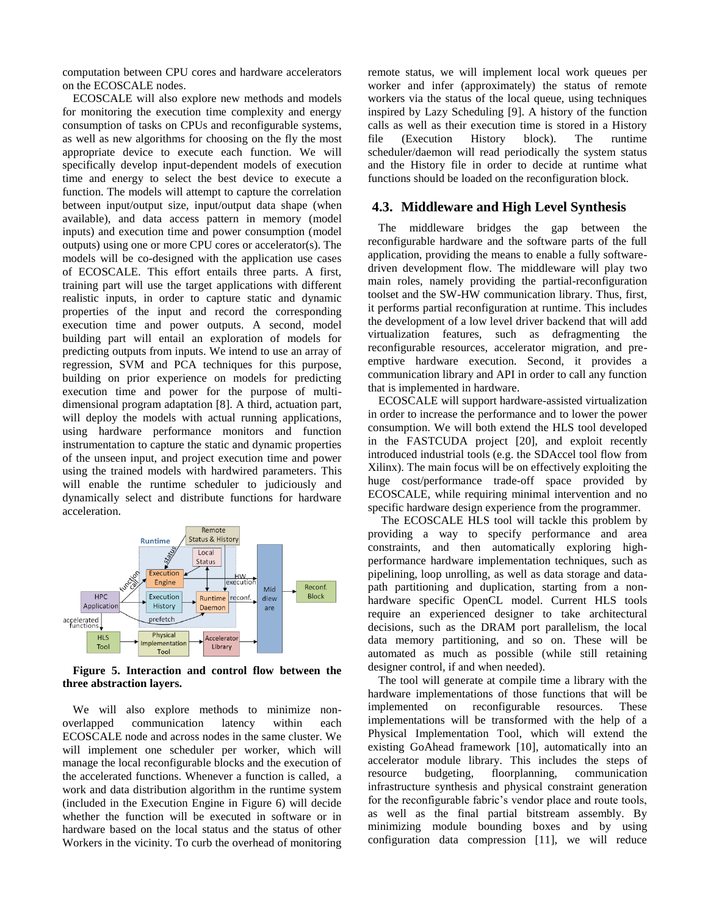computation between CPU cores and hardware accelerators on the ECOSCALE nodes.

ECOSCALE will also explore new methods and models for monitoring the execution time complexity and energy consumption of tasks on CPUs and reconfigurable systems, as well as new algorithms for choosing on the fly the most appropriate device to execute each function. We will specifically develop input-dependent models of execution time and energy to select the best device to execute a function. The models will attempt to capture the correlation between input/output size, input/output data shape (when available), and data access pattern in memory (model inputs) and execution time and power consumption (model outputs) using one or more CPU cores or accelerator(s). The models will be co-designed with the application use cases of ECOSCALE. This effort entails three parts. A first, training part will use the target applications with different realistic inputs, in order to capture static and dynamic properties of the input and record the corresponding execution time and power outputs. A second, model building part will entail an exploration of models for predicting outputs from inputs. We intend to use an array of regression, SVM and PCA techniques for this purpose, building on prior experience on models for predicting execution time and power for the purpose of multi-dimensional program adaptation [8]. A third, actuation part, will deploy the models with actual running applications, using hardware performance monitors and function instrumentation to capture the static and dynamic properties of the unseen input, and project execution time and power using the trained models with hardwired parameters. This will enable the runtime scheduler to judiciously and dynamically select and distribute functions for hardware acceleration.

Runtime
Remote Status & History
status
Local Status
function call
Execution Engine
HW execution
HPC Application
Execution History
Runtime Daemon
reconf.
Middleware
Reconf. Block
prefetch
accelerated functions
HLS Tool
Physical Implementation Tool
Accelerator Library

**Figure 5. Interaction and control flow between the three abstraction layers.**

We will also explore methods to minimize non-overlapped communication latency within each ECOSCALE node and across nodes in the same cluster. We will implement one scheduler per worker, which will manage the local reconfigurable blocks and the execution of the accelerated functions. Whenever a function is called, a work and data distribution algorithm in the runtime system (included in the Execution Engine in Figure 6) will decide whether the function will be executed in software or in hardware based on the local status and the status of other Workers in the vicinity. To curb the overhead of monitoring remote status, we will implement local work queues per worker and infer (approximately) the status of remote workers via the status of the local queue, using techniques inspired by Lazy Scheduling [9]. A history of the function calls as well as their execution time is stored in a History file (Execution History block). The runtime scheduler/daemon will read periodically the system status and the History file in order to decide at runtime what functions should be loaded on the reconfiguration block.

## 4.3. Middleware and High Level Synthesis

The middleware bridges the gap between the reconfigurable hardware and the software parts of the full application, providing the means to enable a fully software-driven development flow. The middleware will play two main roles, namely providing the partial-reconfiguration toolset and the SW-HW communication library. Thus, first, it performs partial reconfiguration at runtime. This includes the development of a low level driver backend that will add virtualization features, such as defragmenting the reconfigurable resources, accelerator migration, and pre-emptive hardware execution. Second, it provides a communication library and API in order to call any function that is implemented in hardware.

ECOSCALE will support hardware-assisted virtualization in order to increase the performance and to lower the power consumption. We will both extend the HLS tool developed in the FASTCUDA project [20], and exploit recently introduced industrial tools (e.g. the SDAccel tool flow from Xilinx). The main focus will be on effectively exploiting the huge cost/performance trade-off space provided by ECOSCALE, while requiring minimal intervention and no specific hardware design experience from the programmer.

The ECOSCALE HLS tool will tackle this problem by providing a way to specify performance and area constraints, and then automatically exploring high-performance hardware implementation techniques, such as pipelining, loop unrolling, as well as data storage and data-path partitioning and duplication, starting from a non-hardware specific OpenCL model. Current HLS tools require an experienced designer to take architectural decisions, such as the DRAM port parallelism, the local data memory partitioning, and so on. These will be automated as much as possible (while still retaining designer control, if and when needed).

The tool will generate at compile time a library with the hardware implementations of those functions that will be implemented on reconfigurable resources. These implementations will be transformed with the help of a Physical Implementation Tool, which will extend the existing GoAhead framework [10], automatically into an accelerator module library. This includes the steps of resource budgeting, floorplanning, communication infrastructure synthesis and physical constraint generation for the reconfigurable fabric's vendor place and route tools, as well as the final partial bitstream assembly. By minimizing module bounding boxes and by using configuration data compression [11], we will reduce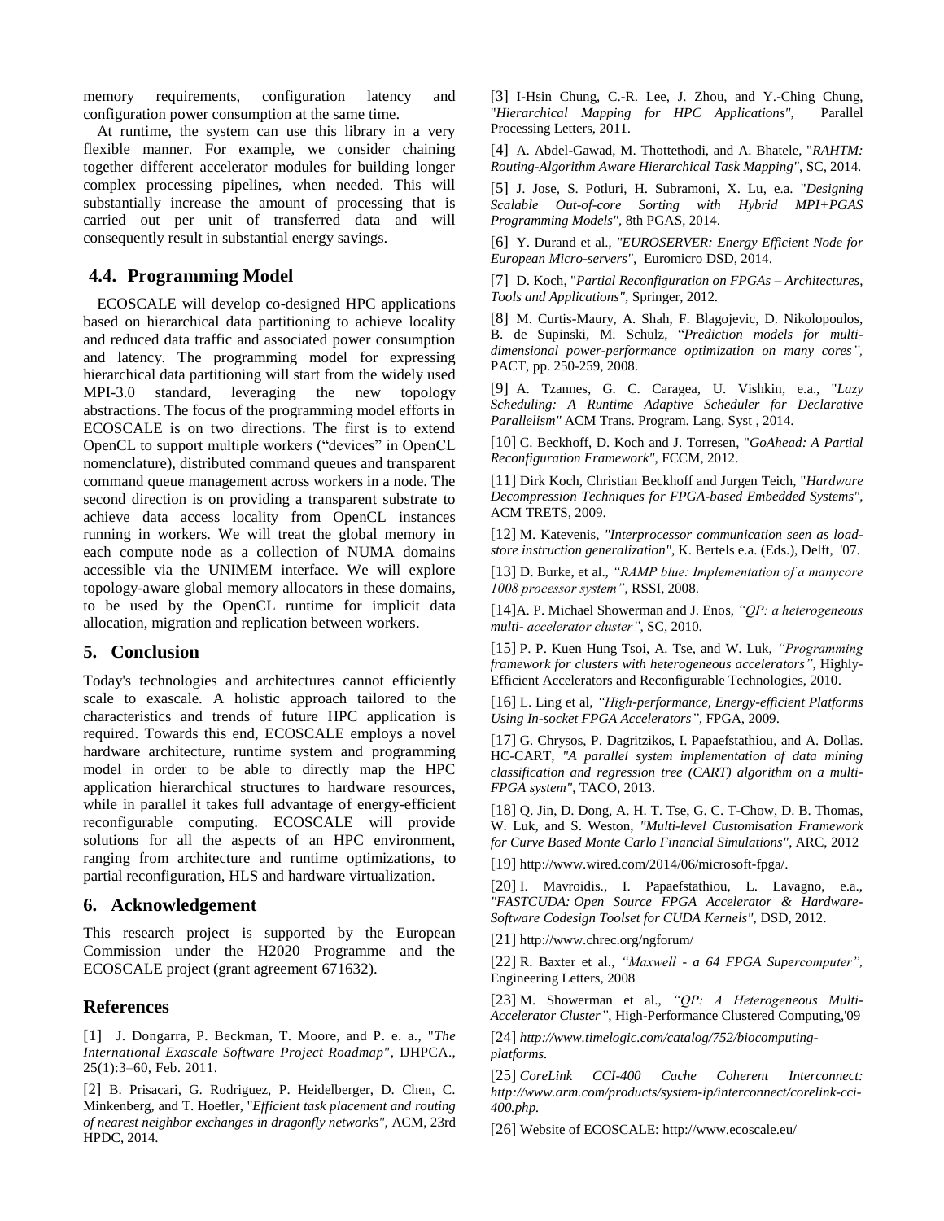memory requirements, configuration latency and configuration power consumption at the same time.

At runtime, the system can use this library in a very flexible manner. For example, we consider chaining together different accelerator modules for building longer complex processing pipelines, when needed. This will substantially increase the amount of processing that is carried out per unit of transferred data and will consequently result in substantial energy savings.

### 4.4. Programming Model

ECOSCALE will develop co-designed HPC applications based on hierarchical data partitioning to achieve locality and reduced data traffic and associated power consumption and latency. The programming model for expressing hierarchical data partitioning will start from the widely used MPI-3.0 standard, leveraging the new topology abstractions. The focus of the programming model efforts in ECOSCALE is on two directions. The first is to extend OpenCL to support multiple workers ("devices" in OpenCL nomenclature), distributed command queues and transparent command queue management across workers in a node. The second direction is on providing a transparent substrate to achieve data access locality from OpenCL instances running in workers. We will treat the global memory in each compute node as a collection of NUMA domains accessible via the UNIMEM interface. We will explore topology-aware global memory allocators in these domains, to be used by the OpenCL runtime for implicit data allocation, migration and replication between workers.

## 5. Conclusion

Today's technologies and architectures cannot efficiently scale to exascale. A holistic approach tailored to the characteristics and trends of future HPC application is required. Towards this end, ECOSCALE employs a novel hardware architecture, runtime system and programming model in order to be able to directly map the HPC application hierarchical structures to hardware resources, while in parallel it takes full advantage of energy-efficient reconfigurable computing. ECOSCALE will provide solutions for all the aspects of an HPC environment, ranging from architecture and runtime optimizations, to partial reconfiguration, HLS and hardware virtualization.

## 6. Acknowledgement

This research project is supported by the European Commission under the H2020 Programme and the ECOSCALE project (grant agreement 671632).

## References

[1] J. Dongarra, P. Beckman, T. Moore, and P. e. a., "*The International Exascale Software Project Roadmap*", IJHPCA., 25(1):3–60, Feb. 2011.

[2] B. Prisacari, G. Rodriguez, P. Heidelberger, D. Chen, C. Minkenberg, and T. Hoefler, "*Efficient task placement and routing of nearest neighbor exchanges in dragonfly networks*", ACM, 23rd HPDC, 2014.

[3] I-Hsin Chung, C.-R. Lee, J. Zhou, and Y.-Ching Chung, "*Hierarchical Mapping for HPC Applications",* Parallel Processing Letters, 2011.

[4] A. Abdel-Gawad, M. Thottethodi, and A. Bhatele, "*RAHTM: Routing-Algorithm Aware Hierarchical Task Mapping"*, SC, 2014.

[5] J. Jose, S. Potluri, H. Subramoni, X. Lu, e.a. "*Designing Scalable Out-of-core Sorting with Hybrid MPI+PGAS Programming Models"*, 8th PGAS, 2014.

[6] Y. Durand et al., *"EUROSERVER: Energy Efficient Node for European Micro-servers"*, Euromicro DSD, 2014.

[7] D. Koch, "*Partial Reconfiguration on FPGAs – Architectures, Tools and Applications"*, Springer, 2012.

[8] M. Curtis-Maury, A. Shah, F. Blagojevic, D. Nikolopoulos, B. de Supinski, M. Schulz, "*Prediction models for multi-dimensional power-performance optimization on many cores",* PACT, pp. 250-259, 2008.

[9] A. Tzannes, G. C. Caragea, U. Vishkin, e.a., "*Lazy Scheduling: A Runtime Adaptive Scheduler for Declarative Parallelism"* ACM Trans. Program. Lang. Syst , 2014.

[10] C. Beckhoff, D. Koch and J. Torresen, "*GoAhead: A Partial Reconfiguration Framework"*, FCCM, 2012.

[11] Dirk Koch, Christian Beckhoff and Jurgen Teich, "*Hardware Decompression Techniques for FPGA-based Embedded Systems"*, ACM TRETS, 2009.

[12] M. Katevenis, *"Interprocessor communication seen as load-store instruction generalization"*, K. Bertels e.a. (Eds.), Delft, '07.

[13] D. Burke, et al., *"RAMP blue: Implementation of a manycore 1008 processor system"*, RSSI, 2008.

[14] A. P. Michael Showerman and J. Enos, *"QP: a heterogeneous multi- accelerator cluster",* SC, 2010.

[15] P. P. Kuen Hung Tsoi, A. Tse, and W. Luk, *"Programming framework for clusters with heterogeneous accelerators"*, Highly-Efficient Accelerators and Reconfigurable Technologies, 2010.

[16] L. Ling et al, *"High-performance, Energy-efficient Platforms Using In-socket FPGA Accelerators",* FPGA, 2009.

[17] G. Chrysos, P. Dagritzikos, I. Papaefstathiou, and A. Dollas. HC-CART, *"A parallel system implementation of data mining classification and regression tree (CART) algorithm on a multi-FPGA system"*, TACO, 2013.

[18] Q. Jin, D. Dong, A. H. T. Tse, G. C. T-Chow, D. B. Thomas, W. Luk, and S. Weston, *"Multi-level Customisation Framework for Curve Based Monte Carlo Financial Simulations"*, ARC, 2012

[19] http://www.wired.com/2014/06/microsoft-fpga/.

[20] I. Mavroidis., I. Papaefstathiou, L. Lavagno, e.a., *"FASTCUDA: Open Source FPGA Accelerator & Hardware-Software Codesign Toolset for CUDA Kernels"*, DSD, 2012.

[21] http://www.chrec.org/ngforum/

[22] R. Baxter et al., *"Maxwell - a 64 FPGA Supercomputer",* Engineering Letters, 2008

[23] M. Showerman et al., *"QP: A Heterogeneous Multi-Accelerator Cluster"*, High-Performance Clustered Computing,'09

[24] *http://www.timelogic.com/catalog/752/biocomputing-platforms.*

[25] *CoreLink CCI-400 Cache Coherent Interconnect: http://www.arm.com/products/system-ip/interconnect/corelink-cci-400.php.*

[26] Website of ECOSCALE: http://www.ecoscale.eu/